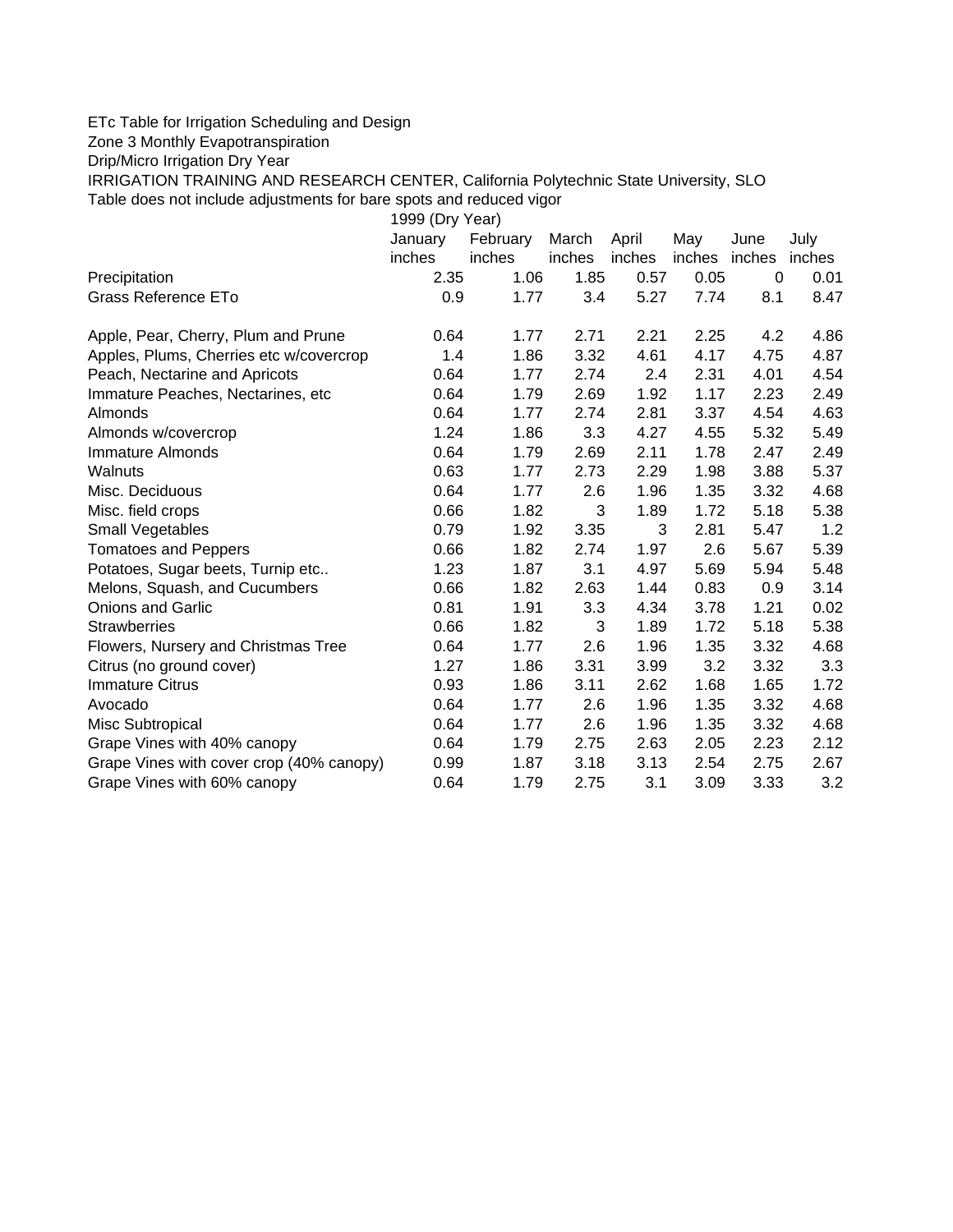ETc Table for Irrigation Scheduling and Design
Zone 3 Monthly Evapotranspiration
Drip/Micro Irrigation Dry Year
IRRIGATION TRAINING AND RESEARCH CENTER, California Polytechnic State University, SLO
Table does not include adjustments for bare spots and reduced vigor

| | 1999 (Dry Year) | | | | | | |
|---|---|---|---|---|---|---|---|
| | January inches | February inches | March inches | April inches | May inches | June inches | July inches |
| Precipitation | 2.35 | 1.06 | 1.85 | 0.57 | 0.05 | 0 | 0.01 |
| Grass Reference ETo | 0.9 | 1.77 | 3.4 | 5.27 | 7.74 | 8.1 | 8.47 |
| | | | | | | | |
| Apple, Pear, Cherry, Plum and Prune | 0.64 | 1.77 | 2.71 | 2.21 | 2.25 | 4.2 | 4.86 |
| Apples, Plums, Cherries etc w/covercrop | 1.4 | 1.86 | 3.32 | 4.61 | 4.17 | 4.75 | 4.87 |
| Peach, Nectarine and Apricots | 0.64 | 1.77 | 2.74 | 2.4 | 2.31 | 4.01 | 4.54 |
| Immature Peaches, Nectarines, etc | 0.64 | 1.79 | 2.69 | 1.92 | 1.17 | 2.23 | 2.49 |
| Almonds | 0.64 | 1.77 | 2.74 | 2.81 | 3.37 | 4.54 | 4.63 |
| Almonds w/covercrop | 1.24 | 1.86 | 3.3 | 4.27 | 4.55 | 5.32 | 5.49 |
| Immature Almonds | 0.64 | 1.79 | 2.69 | 2.11 | 1.78 | 2.47 | 2.49 |
| Walnuts | 0.63 | 1.77 | 2.73 | 2.29 | 1.98 | 3.88 | 5.37 |
| Misc. Deciduous | 0.64 | 1.77 | 2.6 | 1.96 | 1.35 | 3.32 | 4.68 |
| Misc. field crops | 0.66 | 1.82 | 3 | 1.89 | 1.72 | 5.18 | 5.38 |
| Small Vegetables | 0.79 | 1.92 | 3.35 | 3 | 2.81 | 5.47 | 1.2 |
| Tomatoes and Peppers | 0.66 | 1.82 | 2.74 | 1.97 | 2.6 | 5.67 | 5.39 |
| Potatoes, Sugar beets, Turnip etc.. | 1.23 | 1.87 | 3.1 | 4.97 | 5.69 | 5.94 | 5.48 |
| Melons, Squash, and Cucumbers | 0.66 | 1.82 | 2.63 | 1.44 | 0.83 | 0.9 | 3.14 |
| Onions and Garlic | 0.81 | 1.91 | 3.3 | 4.34 | 3.78 | 1.21 | 0.02 |
| Strawberries | 0.66 | 1.82 | 3 | 1.89 | 1.72 | 5.18 | 5.38 |
| Flowers, Nursery and Christmas Tree | 0.64 | 1.77 | 2.6 | 1.96 | 1.35 | 3.32 | 4.68 |
| Citrus (no ground cover) | 1.27 | 1.86 | 3.31 | 3.99 | 3.2 | 3.32 | 3.3 |
| Immature Citrus | 0.93 | 1.86 | 3.11 | 2.62 | 1.68 | 1.65 | 1.72 |
| Avocado | 0.64 | 1.77 | 2.6 | 1.96 | 1.35 | 3.32 | 4.68 |
| Misc Subtropical | 0.64 | 1.77 | 2.6 | 1.96 | 1.35 | 3.32 | 4.68 |
| Grape Vines with 40% canopy | 0.64 | 1.79 | 2.75 | 2.63 | 2.05 | 2.23 | 2.12 |
| Grape Vines with cover crop (40% canopy) | 0.99 | 1.87 | 3.18 | 3.13 | 2.54 | 2.75 | 2.67 |
| Grape Vines with 60% canopy | 0.64 | 1.79 | 2.75 | 3.1 | 3.09 | 3.33 | 3.2 |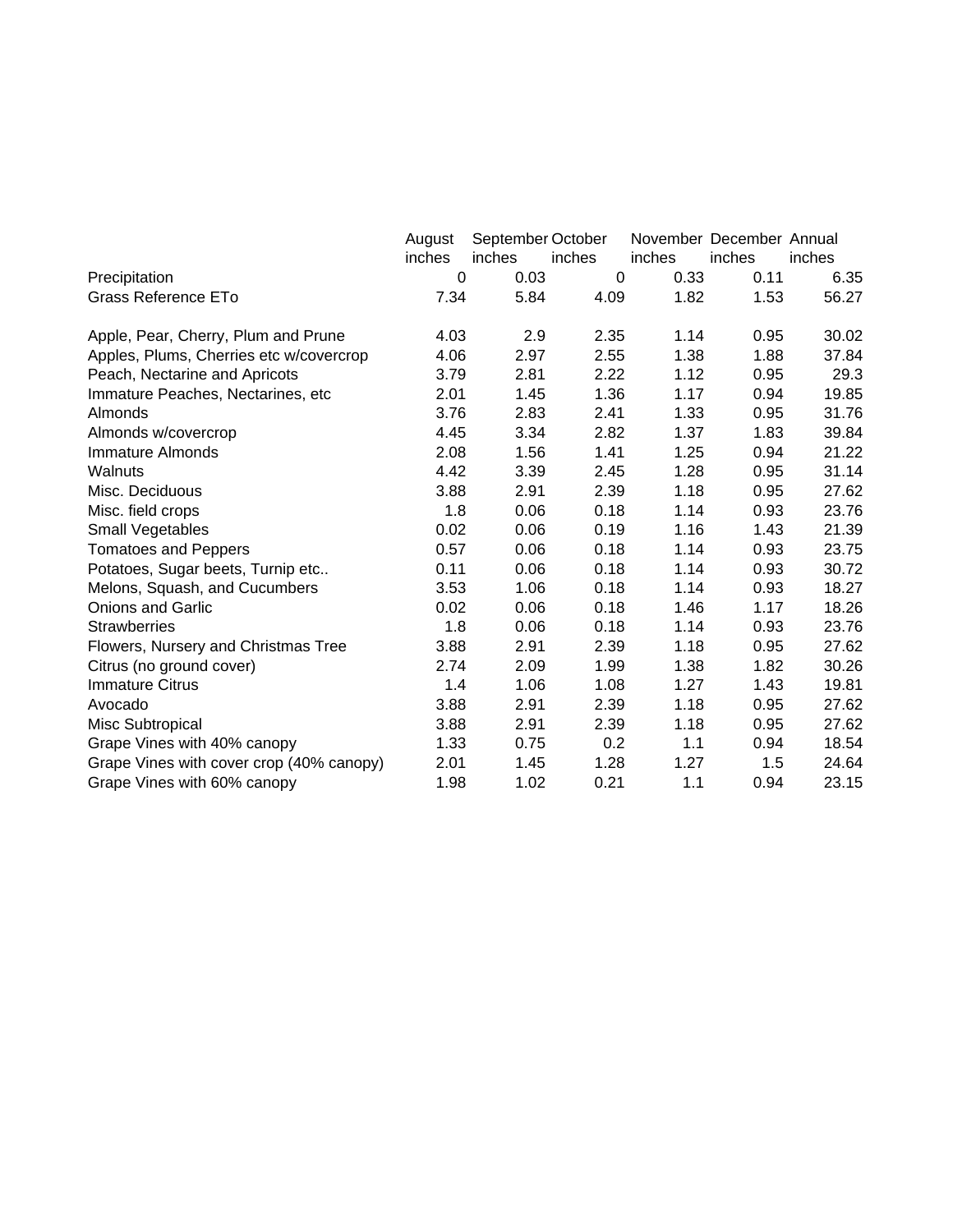| | August inches | September inches | October inches | November inches | December inches | Annual inches |
|---|---|---|---|---|---|---|
| Precipitation | 0 | 0.03 | 0 | 0.33 | 0.11 | 6.35 |
| Grass Reference ETo | 7.34 | 5.84 | 4.09 | 1.82 | 1.53 | 56.27 |
| | | | | | | |
| Apple, Pear, Cherry, Plum and Prune | 4.03 | 2.9 | 2.35 | 1.14 | 0.95 | 30.02 |
| Apples, Plums, Cherries etc w/covercrop | 4.06 | 2.97 | 2.55 | 1.38 | 1.88 | 37.84 |
| Peach, Nectarine and Apricots | 3.79 | 2.81 | 2.22 | 1.12 | 0.95 | 29.3 |
| Immature Peaches, Nectarines, etc | 2.01 | 1.45 | 1.36 | 1.17 | 0.94 | 19.85 |
| Almonds | 3.76 | 2.83 | 2.41 | 1.33 | 0.95 | 31.76 |
| Almonds w/covercrop | 4.45 | 3.34 | 2.82 | 1.37 | 1.83 | 39.84 |
| Immature Almonds | 2.08 | 1.56 | 1.41 | 1.25 | 0.94 | 21.22 |
| Walnuts | 4.42 | 3.39 | 2.45 | 1.28 | 0.95 | 31.14 |
| Misc. Deciduous | 3.88 | 2.91 | 2.39 | 1.18 | 0.95 | 27.62 |
| Misc. field crops | 1.8 | 0.06 | 0.18 | 1.14 | 0.93 | 23.76 |
| Small Vegetables | 0.02 | 0.06 | 0.19 | 1.16 | 1.43 | 21.39 |
| Tomatoes and Peppers | 0.57 | 0.06 | 0.18 | 1.14 | 0.93 | 23.75 |
| Potatoes, Sugar beets, Turnip etc.. | 0.11 | 0.06 | 0.18 | 1.14 | 0.93 | 30.72 |
| Melons, Squash, and Cucumbers | 3.53 | 1.06 | 0.18 | 1.14 | 0.93 | 18.27 |
| Onions and Garlic | 0.02 | 0.06 | 0.18 | 1.46 | 1.17 | 18.26 |
| Strawberries | 1.8 | 0.06 | 0.18 | 1.14 | 0.93 | 23.76 |
| Flowers, Nursery and Christmas Tree | 3.88 | 2.91 | 2.39 | 1.18 | 0.95 | 27.62 |
| Citrus (no ground cover) | 2.74 | 2.09 | 1.99 | 1.38 | 1.82 | 30.26 |
| Immature Citrus | 1.4 | 1.06 | 1.08 | 1.27 | 1.43 | 19.81 |
| Avocado | 3.88 | 2.91 | 2.39 | 1.18 | 0.95 | 27.62 |
| Misc Subtropical | 3.88 | 2.91 | 2.39 | 1.18 | 0.95 | 27.62 |
| Grape Vines with 40% canopy | 1.33 | 0.75 | 0.2 | 1.1 | 0.94 | 18.54 |
| Grape Vines with cover crop (40% canopy) | 2.01 | 1.45 | 1.28 | 1.27 | 1.5 | 24.64 |
| Grape Vines with 60% canopy | 1.98 | 1.02 | 0.21 | 1.1 | 0.94 | 23.15 |